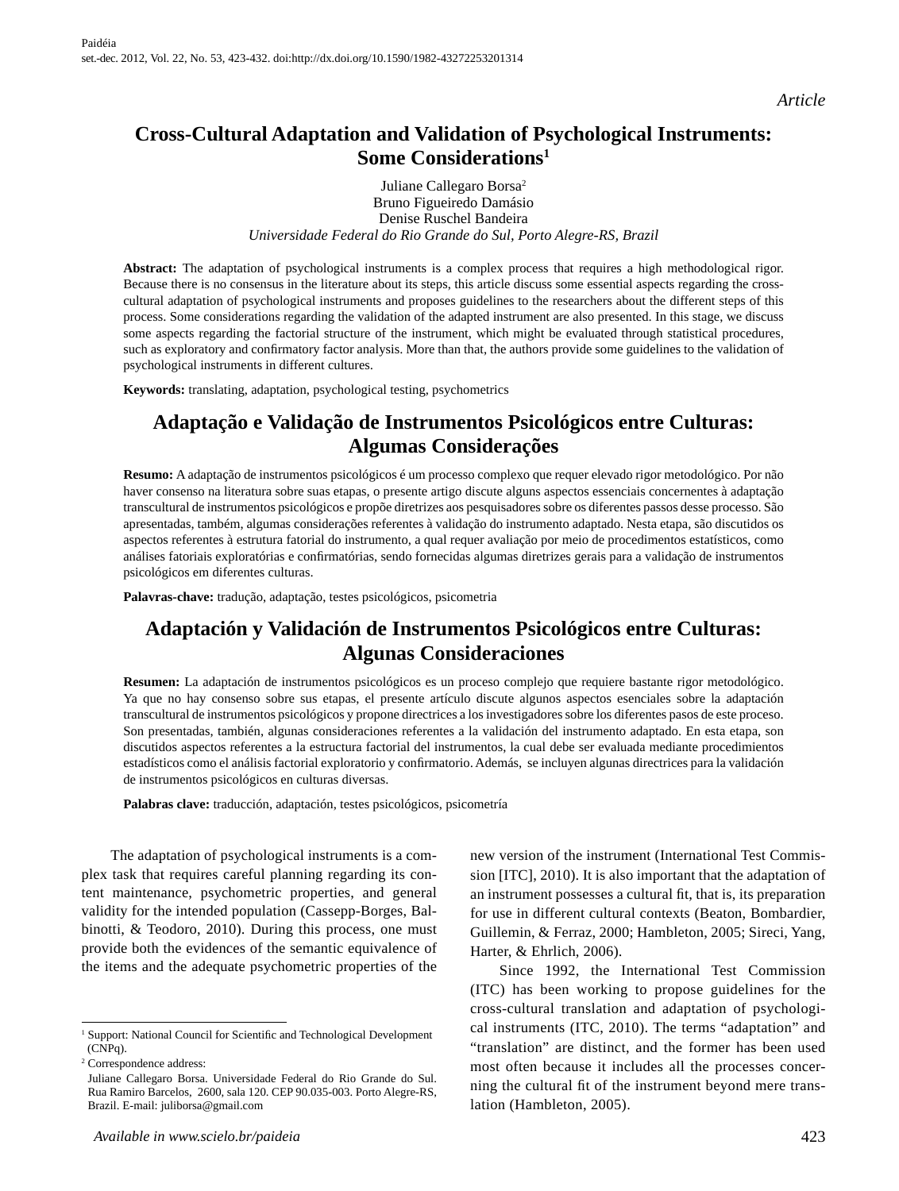*Article*

# Cross-Cultural Adaptation and Validation of Psychological Instruments: Some Considerations[1]

Juliane Callegaro Borsa[2]
Bruno Figueiredo Damásio
Denise Ruschel Bandeira
*Universidade Federal do Rio Grande do Sul, Porto Alegre-RS, Brazil*

**Abstract:** The adaptation of psychological instruments is a complex process that requires a high methodological rigor. Because there is no consensus in the literature about its steps, this article discuss some essential aspects regarding the cross-cultural adaptation of psychological instruments and proposes guidelines to the researchers about the different steps of this process. Some considerations regarding the validation of the adapted instrument are also presented. In this stage, we discuss some aspects regarding the factorial structure of the instrument, which might be evaluated through statistical procedures, such as exploratory and confirmatory factor analysis. More than that, the authors provide some guidelines to the validation of psychological instruments in different cultures.

**Keywords:** translating, adaptation, psychological testing, psychometrics

# Adaptação e Validação de Instrumentos Psicológicos entre Culturas: Algumas Considerações

**Resumo:** A adaptação de instrumentos psicológicos é um processo complexo que requer elevado rigor metodológico. Por não haver consenso na literatura sobre suas etapas, o presente artigo discute alguns aspectos essenciais concernentes à adaptação transcultural de instrumentos psicológicos e propõe diretrizes aos pesquisadores sobre os diferentes passos desse processo. São apresentadas, também, algumas considerações referentes à validação do instrumento adaptado. Nesta etapa, são discutidos os aspectos referentes à estrutura fatorial do instrumento, a qual requer avaliação por meio de procedimentos estatísticos, como análises fatoriais exploratórias e confirmatórias, sendo fornecidas algumas diretrizes gerais para a validação de instrumentos psicológicos em diferentes culturas.

**Palavras-chave:** tradução, adaptação, testes psicológicos, psicometria

# Adaptación y Validación de Instrumentos Psicológicos entre Culturas: Algunas Consideraciones

**Resumen:** La adaptación de instrumentos psicológicos es un proceso complejo que requiere bastante rigor metodológico. Ya que no hay consenso sobre sus etapas, el presente artículo discute algunos aspectos esenciales sobre la adaptación transcultural de instrumentos psicológicos y propone directrices a los investigadores sobre los diferentes pasos de este proceso. Son presentadas, también, algunas consideraciones referentes a la validación del instrumento adaptado. En esta etapa, son discutidos aspectos referentes a la estructura factorial del instrumentos, la cual debe ser evaluada mediante procedimientos estadísticos como el análisis factorial exploratorio y confirmatorio. Además, se incluyen algunas directrices para la validación de instrumentos psicológicos en culturas diversas.

**Palabras clave:** traducción, adaptación, testes psicológicos, psicometría

The adaptation of psychological instruments is a complex task that requires careful planning regarding its content maintenance, psychometric properties, and general validity for the intended population (Cassepp-Borges, Balbinotti, & Teodoro, 2010). During this process, one must provide both the evidences of the semantic equivalence of the items and the adequate psychometric properties of the new version of the instrument (International Test Commission [ITC], 2010). It is also important that the adaptation of an instrument possesses a cultural fit, that is, its preparation for use in different cultural contexts (Beaton, Bombardier, Guillemin, & Ferraz, 2000; Hambleton, 2005; Sireci, Yang, Harter, & Ehrlich, 2006).

Since 1992, the International Test Commission (ITC) has been working to propose guidelines for the cross-cultural translation and adaptation of psychological instruments (ITC, 2010). The terms "adaptation" and "translation" are distinct, and the former has been used most often because it includes all the processes concerning the cultural fit of the instrument beyond mere translation (Hambleton, 2005).

[1] Support: National Council for Scientific and Technological Development (CNPq).

[2] Correspondence address:
Juliane Callegaro Borsa. Universidade Federal do Rio Grande do Sul. Rua Ramiro Barcelos, 2600, sala 120. CEP 90.035-003. Porto Alegre-RS, Brazil. E-mail: juliborsa@gmail.com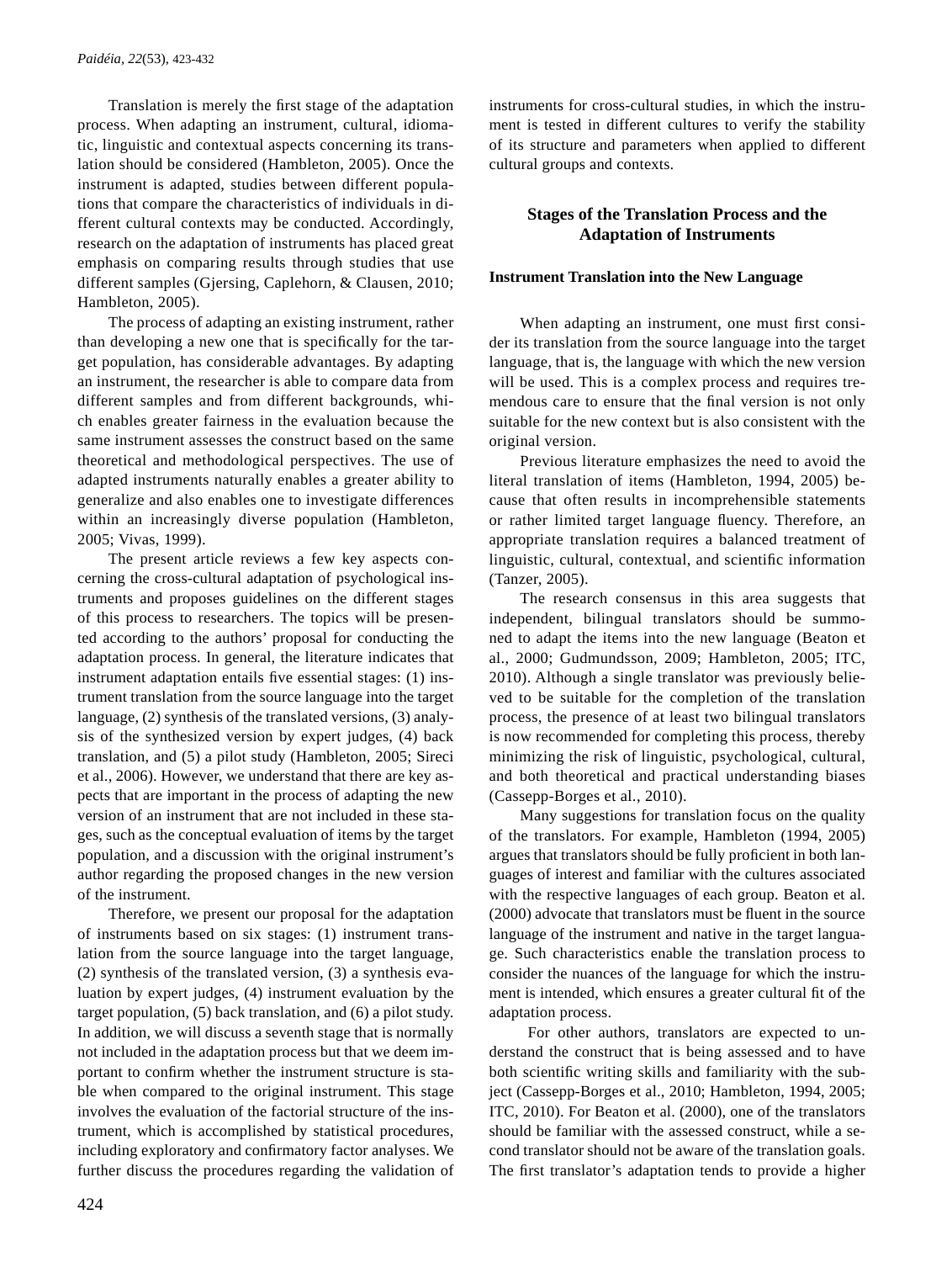Translation is merely the first stage of the adaptation process. When adapting an instrument, cultural, idiomatic, linguistic and contextual aspects concerning its translation should be considered (Hambleton, 2005). Once the instrument is adapted, studies between different populations that compare the characteristics of individuals in different cultural contexts may be conducted. Accordingly, research on the adaptation of instruments has placed great emphasis on comparing results through studies that use different samples (Gjersing, Caplehorn, & Clausen, 2010; Hambleton, 2005).

The process of adapting an existing instrument, rather than developing a new one that is specifically for the target population, has considerable advantages. By adapting an instrument, the researcher is able to compare data from different samples and from different backgrounds, which enables greater fairness in the evaluation because the same instrument assesses the construct based on the same theoretical and methodological perspectives. The use of adapted instruments naturally enables a greater ability to generalize and also enables one to investigate differences within an increasingly diverse population (Hambleton, 2005; Vivas, 1999).

The present article reviews a few key aspects concerning the cross-cultural adaptation of psychological instruments and proposes guidelines on the different stages of this process to researchers. The topics will be presented according to the authors' proposal for conducting the adaptation process. In general, the literature indicates that instrument adaptation entails five essential stages: (1) instrument translation from the source language into the target language, (2) synthesis of the translated versions, (3) analysis of the synthesized version by expert judges, (4) back translation, and (5) a pilot study (Hambleton, 2005; Sireci et al., 2006). However, we understand that there are key aspects that are important in the process of adapting the new version of an instrument that are not included in these stages, such as the conceptual evaluation of items by the target population, and a discussion with the original instrument's author regarding the proposed changes in the new version of the instrument.

Therefore, we present our proposal for the adaptation of instruments based on six stages: (1) instrument translation from the source language into the target language, (2) synthesis of the translated version, (3) a synthesis evaluation by expert judges, (4) instrument evaluation by the target population, (5) back translation, and (6) a pilot study. In addition, we will discuss a seventh stage that is normally not included in the adaptation process but that we deem important to confirm whether the instrument structure is stable when compared to the original instrument. This stage involves the evaluation of the factorial structure of the instrument, which is accomplished by statistical procedures, including exploratory and confirmatory factor analyses. We further discuss the procedures regarding the validation of instruments for cross-cultural studies, in which the instrument is tested in different cultures to verify the stability of its structure and parameters when applied to different cultural groups and contexts.

## Stages of the Translation Process and the Adaptation of Instruments

### Instrument Translation into the New Language

When adapting an instrument, one must first consider its translation from the source language into the target language, that is, the language with which the new version will be used. This is a complex process and requires tremendous care to ensure that the final version is not only suitable for the new context but is also consistent with the original version.

Previous literature emphasizes the need to avoid the literal translation of items (Hambleton, 1994, 2005) because that often results in incomprehensible statements or rather limited target language fluency. Therefore, an appropriate translation requires a balanced treatment of linguistic, cultural, contextual, and scientific information (Tanzer, 2005).

The research consensus in this area suggests that independent, bilingual translators should be summoned to adapt the items into the new language (Beaton et al., 2000; Gudmundsson, 2009; Hambleton, 2005; ITC, 2010). Although a single translator was previously believed to be suitable for the completion of the translation process, the presence of at least two bilingual translators is now recommended for completing this process, thereby minimizing the risk of linguistic, psychological, cultural, and both theoretical and practical understanding biases (Cassepp-Borges et al., 2010).

Many suggestions for translation focus on the quality of the translators. For example, Hambleton (1994, 2005) argues that translators should be fully proficient in both languages of interest and familiar with the cultures associated with the respective languages of each group. Beaton et al. (2000) advocate that translators must be fluent in the source language of the instrument and native in the target language. Such characteristics enable the translation process to consider the nuances of the language for which the instrument is intended, which ensures a greater cultural fit of the adaptation process.

For other authors, translators are expected to understand the construct that is being assessed and to have both scientific writing skills and familiarity with the subject (Cassepp-Borges et al., 2010; Hambleton, 1994, 2005; ITC, 2010). For Beaton et al. (2000), one of the translators should be familiar with the assessed construct, while a second translator should not be aware of the translation goals. The first translator's adaptation tends to provide a higher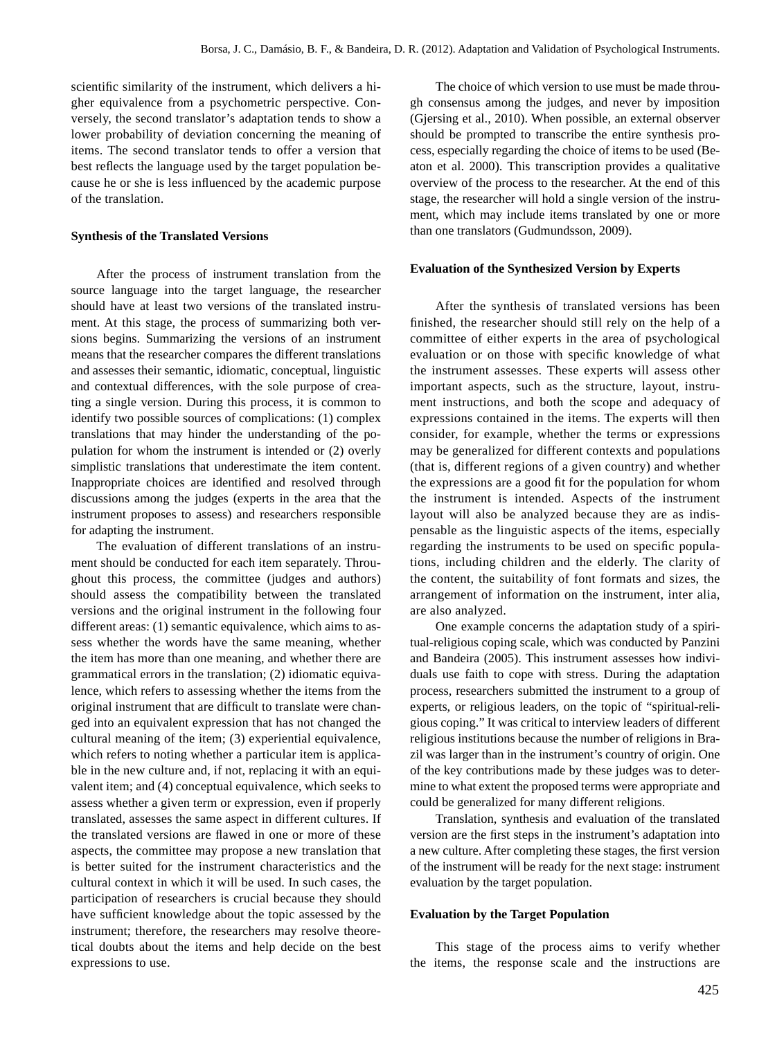scientific similarity of the instrument, which delivers a higher equivalence from a psychometric perspective. Conversely, the second translator's adaptation tends to show a lower probability of deviation concerning the meaning of items. The second translator tends to offer a version that best reflects the language used by the target population because he or she is less influenced by the academic purpose of the translation.

**Synthesis of the Translated Versions**

After the process of instrument translation from the source language into the target language, the researcher should have at least two versions of the translated instrument. At this stage, the process of summarizing both versions begins. Summarizing the versions of an instrument means that the researcher compares the different translations and assesses their semantic, idiomatic, conceptual, linguistic and contextual differences, with the sole purpose of creating a single version. During this process, it is common to identify two possible sources of complications: (1) complex translations that may hinder the understanding of the population for whom the instrument is intended or (2) overly simplistic translations that underestimate the item content. Inappropriate choices are identified and resolved through discussions among the judges (experts in the area that the instrument proposes to assess) and researchers responsible for adapting the instrument.

The evaluation of different translations of an instrument should be conducted for each item separately. Throughout this process, the committee (judges and authors) should assess the compatibility between the translated versions and the original instrument in the following four different areas: (1) semantic equivalence, which aims to assess whether the words have the same meaning, whether the item has more than one meaning, and whether there are grammatical errors in the translation; (2) idiomatic equivalence, which refers to assessing whether the items from the original instrument that are difficult to translate were changed into an equivalent expression that has not changed the cultural meaning of the item; (3) experiential equivalence, which refers to noting whether a particular item is applicable in the new culture and, if not, replacing it with an equivalent item; and (4) conceptual equivalence, which seeks to assess whether a given term or expression, even if properly translated, assesses the same aspect in different cultures. If the translated versions are flawed in one or more of these aspects, the committee may propose a new translation that is better suited for the instrument characteristics and the cultural context in which it will be used. In such cases, the participation of researchers is crucial because they should have sufficient knowledge about the topic assessed by the instrument; therefore, the researchers may resolve theoretical doubts about the items and help decide on the best expressions to use.

The choice of which version to use must be made through consensus among the judges, and never by imposition (Gjersing et al., 2010). When possible, an external observer should be prompted to transcribe the entire synthesis process, especially regarding the choice of items to be used (Beaton et al. 2000). This transcription provides a qualitative overview of the process to the researcher. At the end of this stage, the researcher will hold a single version of the instrument, which may include items translated by one or more than one translators (Gudmundsson, 2009).

**Evaluation of the Synthesized Version by Experts**

After the synthesis of translated versions has been finished, the researcher should still rely on the help of a committee of either experts in the area of psychological evaluation or on those with specific knowledge of what the instrument assesses. These experts will assess other important aspects, such as the structure, layout, instrument instructions, and both the scope and adequacy of expressions contained in the items. The experts will then consider, for example, whether the terms or expressions may be generalized for different contexts and populations (that is, different regions of a given country) and whether the expressions are a good fit for the population for whom the instrument is intended. Aspects of the instrument layout will also be analyzed because they are as indispensable as the linguistic aspects of the items, especially regarding the instruments to be used on specific populations, including children and the elderly. The clarity of the content, the suitability of font formats and sizes, the arrangement of information on the instrument, inter alia, are also analyzed.

One example concerns the adaptation study of a spiritual-religious coping scale, which was conducted by Panzini and Bandeira (2005). This instrument assesses how individuals use faith to cope with stress. During the adaptation process, researchers submitted the instrument to a group of experts, or religious leaders, on the topic of "spiritual-religious coping." It was critical to interview leaders of different religious institutions because the number of religions in Brazil was larger than in the instrument's country of origin. One of the key contributions made by these judges was to determine to what extent the proposed terms were appropriate and could be generalized for many different religions.

Translation, synthesis and evaluation of the translated version are the first steps in the instrument's adaptation into a new culture. After completing these stages, the first version of the instrument will be ready for the next stage: instrument evaluation by the target population.

**Evaluation by the Target Population**

This stage of the process aims to verify whether the items, the response scale and the instructions are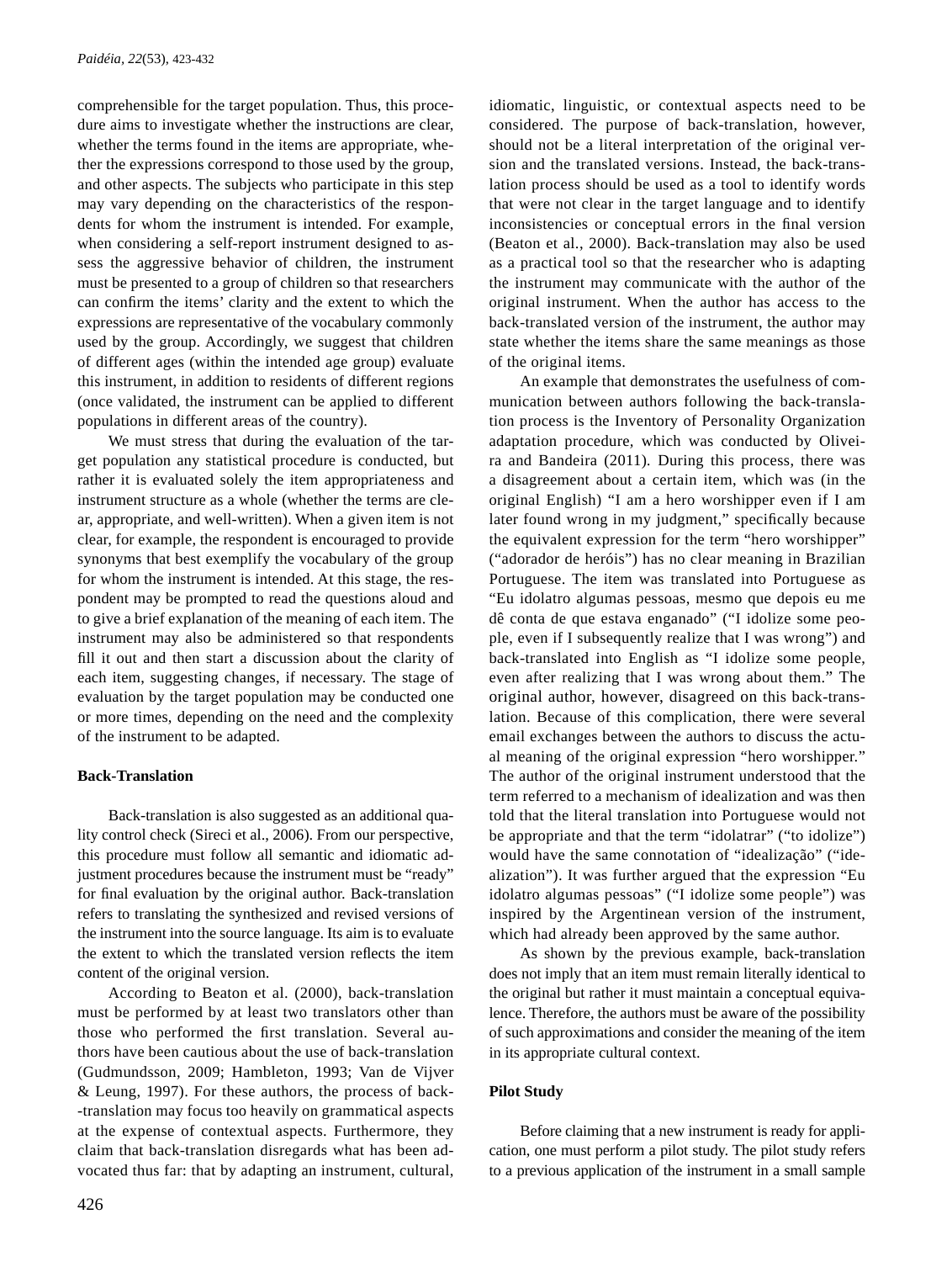comprehensible for the target population. Thus, this procedure aims to investigate whether the instructions are clear, whether the terms found in the items are appropriate, whether the expressions correspond to those used by the group, and other aspects. The subjects who participate in this step may vary depending on the characteristics of the respondents for whom the instrument is intended. For example, when considering a self-report instrument designed to assess the aggressive behavior of children, the instrument must be presented to a group of children so that researchers can confirm the items' clarity and the extent to which the expressions are representative of the vocabulary commonly used by the group. Accordingly, we suggest that children of different ages (within the intended age group) evaluate this instrument, in addition to residents of different regions (once validated, the instrument can be applied to different populations in different areas of the country).

We must stress that during the evaluation of the target population any statistical procedure is conducted, but rather it is evaluated solely the item appropriateness and instrument structure as a whole (whether the terms are clear, appropriate, and well-written). When a given item is not clear, for example, the respondent is encouraged to provide synonyms that best exemplify the vocabulary of the group for whom the instrument is intended. At this stage, the respondent may be prompted to read the questions aloud and to give a brief explanation of the meaning of each item. The instrument may also be administered so that respondents fill it out and then start a discussion about the clarity of each item, suggesting changes, if necessary. The stage of evaluation by the target population may be conducted one or more times, depending on the need and the complexity of the instrument to be adapted.

**Back-Translation**

Back-translation is also suggested as an additional quality control check (Sireci et al., 2006). From our perspective, this procedure must follow all semantic and idiomatic adjustment procedures because the instrument must be "ready" for final evaluation by the original author. Back-translation refers to translating the synthesized and revised versions of the instrument into the source language. Its aim is to evaluate the extent to which the translated version reflects the item content of the original version.

According to Beaton et al. (2000), back-translation must be performed by at least two translators other than those who performed the first translation. Several authors have been cautious about the use of back-translation (Gudmundsson, 2009; Hambleton, 1993; Van de Vijver & Leung, 1997). For these authors, the process of back-translation may focus too heavily on grammatical aspects at the expense of contextual aspects. Furthermore, they claim that back-translation disregards what has been advocated thus far: that by adapting an instrument, cultural, idiomatic, linguistic, or contextual aspects need to be considered. The purpose of back-translation, however, should not be a literal interpretation of the original version and the translated versions. Instead, the back-translation process should be used as a tool to identify words that were not clear in the target language and to identify inconsistencies or conceptual errors in the final version (Beaton et al., 2000). Back-translation may also be used as a practical tool so that the researcher who is adapting the instrument may communicate with the author of the original instrument. When the author has access to the back-translated version of the instrument, the author may state whether the items share the same meanings as those of the original items.

An example that demonstrates the usefulness of communication between authors following the back-translation process is the Inventory of Personality Organization adaptation procedure, which was conducted by Oliveira and Bandeira (2011). During this process, there was a disagreement about a certain item, which was (in the original English) "I am a hero worshipper even if I am later found wrong in my judgment," specifically because the equivalent expression for the term "hero worshipper" ("adorador de heróis") has no clear meaning in Brazilian Portuguese. The item was translated into Portuguese as "Eu idolatro algumas pessoas, mesmo que depois eu me dê conta de que estava enganado" ("I idolize some people, even if I subsequently realize that I was wrong") and back-translated into English as "I idolize some people, even after realizing that I was wrong about them." The original author, however, disagreed on this back-translation. Because of this complication, there were several email exchanges between the authors to discuss the actual meaning of the original expression "hero worshipper." The author of the original instrument understood that the term referred to a mechanism of idealization and was then told that the literal translation into Portuguese would not be appropriate and that the term "idolatrar" ("to idolize") would have the same connotation of "idealização" ("idealization"). It was further argued that the expression "Eu idolatro algumas pessoas" ("I idolize some people") was inspired by the Argentinean version of the instrument, which had already been approved by the same author.

As shown by the previous example, back-translation does not imply that an item must remain literally identical to the original but rather it must maintain a conceptual equivalence. Therefore, the authors must be aware of the possibility of such approximations and consider the meaning of the item in its appropriate cultural context.

**Pilot Study**

Before claiming that a new instrument is ready for application, one must perform a pilot study. The pilot study refers to a previous application of the instrument in a small sample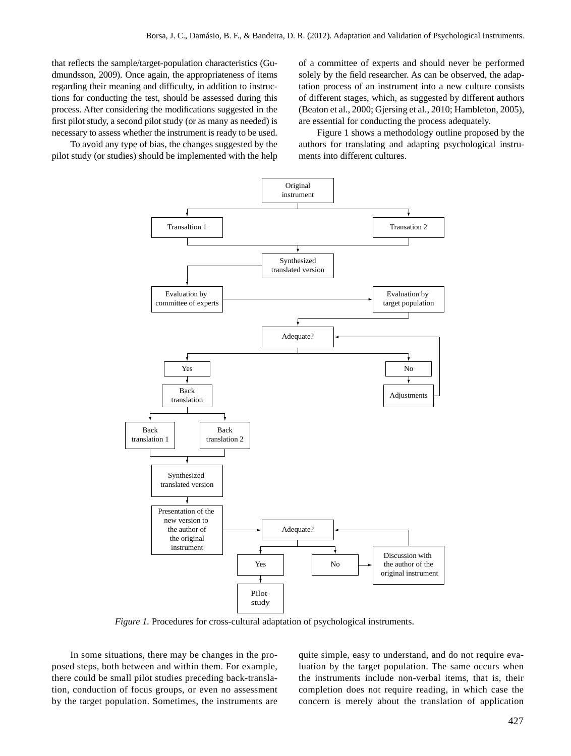that reflects the sample/target-population characteristics (Gudmundsson, 2009). Once again, the appropriateness of items regarding their meaning and difficulty, in addition to instructions for conducting the test, should be assessed during this process. After considering the modifications suggested in the first pilot study, a second pilot study (or as many as needed) is necessary to assess whether the instrument is ready to be used.

To avoid any type of bias, the changes suggested by the pilot study (or studies) should be implemented with the help of a committee of experts and should never be performed solely by the field researcher. As can be observed, the adaptation process of an instrument into a new culture consists of different stages, which, as suggested by different authors (Beaton et al., 2000; Gjersing et al., 2010; Hambleton, 2005), are essential for conducting the process adequately.

Figure 1 shows a methodology outline proposed by the authors for translating and adapting psychological instruments into different cultures.

*Figure 1.* Procedures for cross-cultural adaptation of psychological instruments.

In some situations, there may be changes in the proposed steps, both between and within them. For example, there could be small pilot studies preceding back-translation, conduction of focus groups, or even no assessment by the target population. Sometimes, the instruments are quite simple, easy to understand, and do not require evaluation by the target population. The same occurs when the instruments include non-verbal items, that is, their completion does not require reading, in which case the concern is merely about the translation of application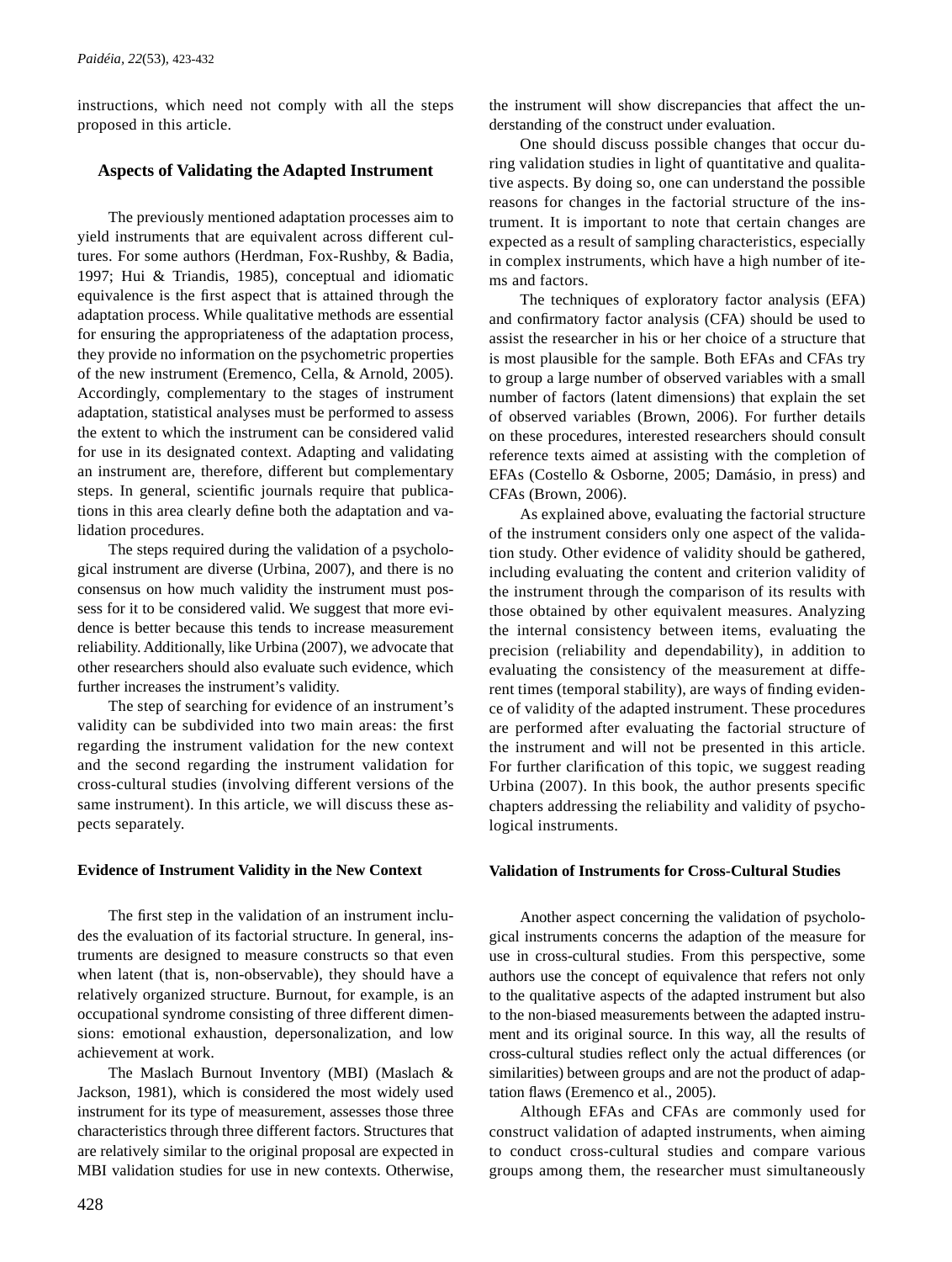instructions, which need not comply with all the steps proposed in this article.

## Aspects of Validating the Adapted Instrument

The previously mentioned adaptation processes aim to yield instruments that are equivalent across different cultures. For some authors (Herdman, Fox-Rushby, & Badia, 1997; Hui & Triandis, 1985), conceptual and idiomatic equivalence is the first aspect that is attained through the adaptation process. While qualitative methods are essential for ensuring the appropriateness of the adaptation process, they provide no information on the psychometric properties of the new instrument (Eremenco, Cella, & Arnold, 2005). Accordingly, complementary to the stages of instrument adaptation, statistical analyses must be performed to assess the extent to which the instrument can be considered valid for use in its designated context. Adapting and validating an instrument are, therefore, different but complementary steps. In general, scientific journals require that publications in this area clearly define both the adaptation and validation procedures.

The steps required during the validation of a psychological instrument are diverse (Urbina, 2007), and there is no consensus on how much validity the instrument must possess for it to be considered valid. We suggest that more evidence is better because this tends to increase measurement reliability. Additionally, like Urbina (2007), we advocate that other researchers should also evaluate such evidence, which further increases the instrument's validity.

The step of searching for evidence of an instrument's validity can be subdivided into two main areas: the first regarding the instrument validation for the new context and the second regarding the instrument validation for cross-cultural studies (involving different versions of the same instrument). In this article, we will discuss these aspects separately.

### Evidence of Instrument Validity in the New Context

The first step in the validation of an instrument includes the evaluation of its factorial structure. In general, instruments are designed to measure constructs so that even when latent (that is, non-observable), they should have a relatively organized structure. Burnout, for example, is an occupational syndrome consisting of three different dimensions: emotional exhaustion, depersonalization, and low achievement at work.

The Maslach Burnout Inventory (MBI) (Maslach & Jackson, 1981), which is considered the most widely used instrument for its type of measurement, assesses those three characteristics through three different factors. Structures that are relatively similar to the original proposal are expected in MBI validation studies for use in new contexts. Otherwise, the instrument will show discrepancies that affect the understanding of the construct under evaluation.

One should discuss possible changes that occur during validation studies in light of quantitative and qualitative aspects. By doing so, one can understand the possible reasons for changes in the factorial structure of the instrument. It is important to note that certain changes are expected as a result of sampling characteristics, especially in complex instruments, which have a high number of items and factors.

The techniques of exploratory factor analysis (EFA) and confirmatory factor analysis (CFA) should be used to assist the researcher in his or her choice of a structure that is most plausible for the sample. Both EFAs and CFAs try to group a large number of observed variables with a small number of factors (latent dimensions) that explain the set of observed variables (Brown, 2006). For further details on these procedures, interested researchers should consult reference texts aimed at assisting with the completion of EFAs (Costello & Osborne, 2005; Damásio, in press) and CFAs (Brown, 2006).

As explained above, evaluating the factorial structure of the instrument considers only one aspect of the validation study. Other evidence of validity should be gathered, including evaluating the content and criterion validity of the instrument through the comparison of its results with those obtained by other equivalent measures. Analyzing the internal consistency between items, evaluating the precision (reliability and dependability), in addition to evaluating the consistency of the measurement at different times (temporal stability), are ways of finding evidence of validity of the adapted instrument. These procedures are performed after evaluating the factorial structure of the instrument and will not be presented in this article. For further clarification of this topic, we suggest reading Urbina (2007). In this book, the author presents specific chapters addressing the reliability and validity of psychological instruments.

### Validation of Instruments for Cross-Cultural Studies

Another aspect concerning the validation of psychological instruments concerns the adaption of the measure for use in cross-cultural studies. From this perspective, some authors use the concept of equivalence that refers not only to the qualitative aspects of the adapted instrument but also to the non-biased measurements between the adapted instrument and its original source. In this way, all the results of cross-cultural studies reflect only the actual differences (or similarities) between groups and are not the product of adaptation flaws (Eremenco et al., 2005).

Although EFAs and CFAs are commonly used for construct validation of adapted instruments, when aiming to conduct cross-cultural studies and compare various groups among them, the researcher must simultaneously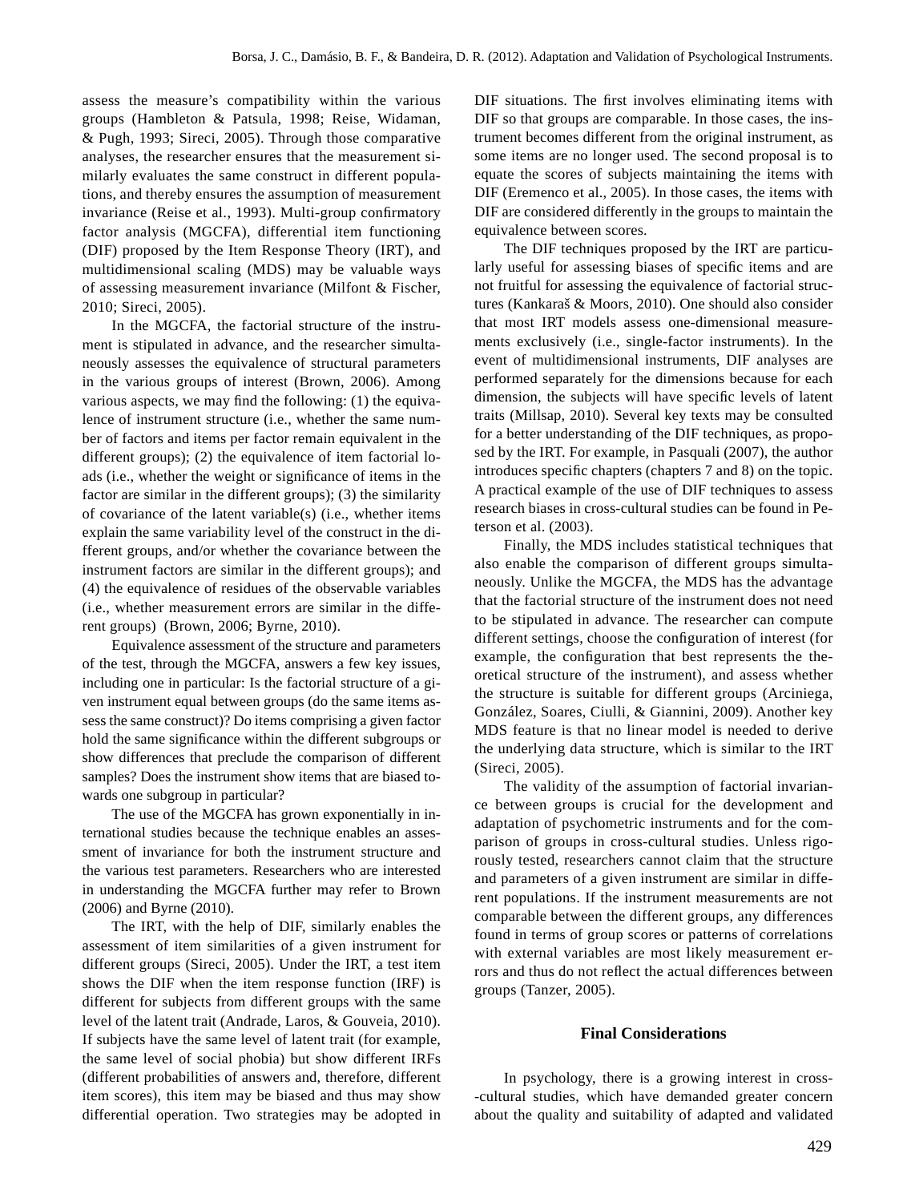assess the measure's compatibility within the various groups (Hambleton & Patsula, 1998; Reise, Widaman, & Pugh, 1993; Sireci, 2005). Through those comparative analyses, the researcher ensures that the measurement similarly evaluates the same construct in different populations, and thereby ensures the assumption of measurement invariance (Reise et al., 1993). Multi-group confirmatory factor analysis (MGCFA), differential item functioning (DIF) proposed by the Item Response Theory (IRT), and multidimensional scaling (MDS) may be valuable ways of assessing measurement invariance (Milfont & Fischer, 2010; Sireci, 2005).

In the MGCFA, the factorial structure of the instrument is stipulated in advance, and the researcher simultaneously assesses the equivalence of structural parameters in the various groups of interest (Brown, 2006). Among various aspects, we may find the following: (1) the equivalence of instrument structure (i.e., whether the same number of factors and items per factor remain equivalent in the different groups); (2) the equivalence of item factorial loads (i.e., whether the weight or significance of items in the factor are similar in the different groups); (3) the similarity of covariance of the latent variable(s) (i.e., whether items explain the same variability level of the construct in the different groups, and/or whether the covariance between the instrument factors are similar in the different groups); and (4) the equivalence of residues of the observable variables (i.e., whether measurement errors are similar in the different groups) (Brown, 2006; Byrne, 2010).

Equivalence assessment of the structure and parameters of the test, through the MGCFA, answers a few key issues, including one in particular: Is the factorial structure of a given instrument equal between groups (do the same items assess the same construct)? Do items comprising a given factor hold the same significance within the different subgroups or show differences that preclude the comparison of different samples? Does the instrument show items that are biased towards one subgroup in particular?

The use of the MGCFA has grown exponentially in international studies because the technique enables an assessment of invariance for both the instrument structure and the various test parameters. Researchers who are interested in understanding the MGCFA further may refer to Brown (2006) and Byrne (2010).

The IRT, with the help of DIF, similarly enables the assessment of item similarities of a given instrument for different groups (Sireci, 2005). Under the IRT, a test item shows the DIF when the item response function (IRF) is different for subjects from different groups with the same level of the latent trait (Andrade, Laros, & Gouveia, 2010). If subjects have the same level of latent trait (for example, the same level of social phobia) but show different IRFs (different probabilities of answers and, therefore, different item scores), this item may be biased and thus may show differential operation. Two strategies may be adopted in DIF situations. The first involves eliminating items with DIF so that groups are comparable. In those cases, the instrument becomes different from the original instrument, as some items are no longer used. The second proposal is to equate the scores of subjects maintaining the items with DIF (Eremenco et al., 2005). In those cases, the items with DIF are considered differently in the groups to maintain the equivalence between scores.

The DIF techniques proposed by the IRT are particularly useful for assessing biases of specific items and are not fruitful for assessing the equivalence of factorial structures (Kankaraš & Moors, 2010). One should also consider that most IRT models assess one-dimensional measurements exclusively (i.e., single-factor instruments). In the event of multidimensional instruments, DIF analyses are performed separately for the dimensions because for each dimension, the subjects will have specific levels of latent traits (Millsap, 2010). Several key texts may be consulted for a better understanding of the DIF techniques, as proposed by the IRT. For example, in Pasquali (2007), the author introduces specific chapters (chapters 7 and 8) on the topic. A practical example of the use of DIF techniques to assess research biases in cross-cultural studies can be found in Peterson et al. (2003).

Finally, the MDS includes statistical techniques that also enable the comparison of different groups simultaneously. Unlike the MGCFA, the MDS has the advantage that the factorial structure of the instrument does not need to be stipulated in advance. The researcher can compute different settings, choose the configuration of interest (for example, the configuration that best represents the theoretical structure of the instrument), and assess whether the structure is suitable for different groups (Arciniega, González, Soares, Ciulli, & Giannini, 2009). Another key MDS feature is that no linear model is needed to derive the underlying data structure, which is similar to the IRT (Sireci, 2005).

The validity of the assumption of factorial invariance between groups is crucial for the development and adaptation of psychometric instruments and for the comparison of groups in cross-cultural studies. Unless rigorously tested, researchers cannot claim that the structure and parameters of a given instrument are similar in different populations. If the instrument measurements are not comparable between the different groups, any differences found in terms of group scores or patterns of correlations with external variables are most likely measurement errors and thus do not reflect the actual differences between groups (Tanzer, 2005).

## Final Considerations

In psychology, there is a growing interest in cross-cultural studies, which have demanded greater concern about the quality and suitability of adapted and validated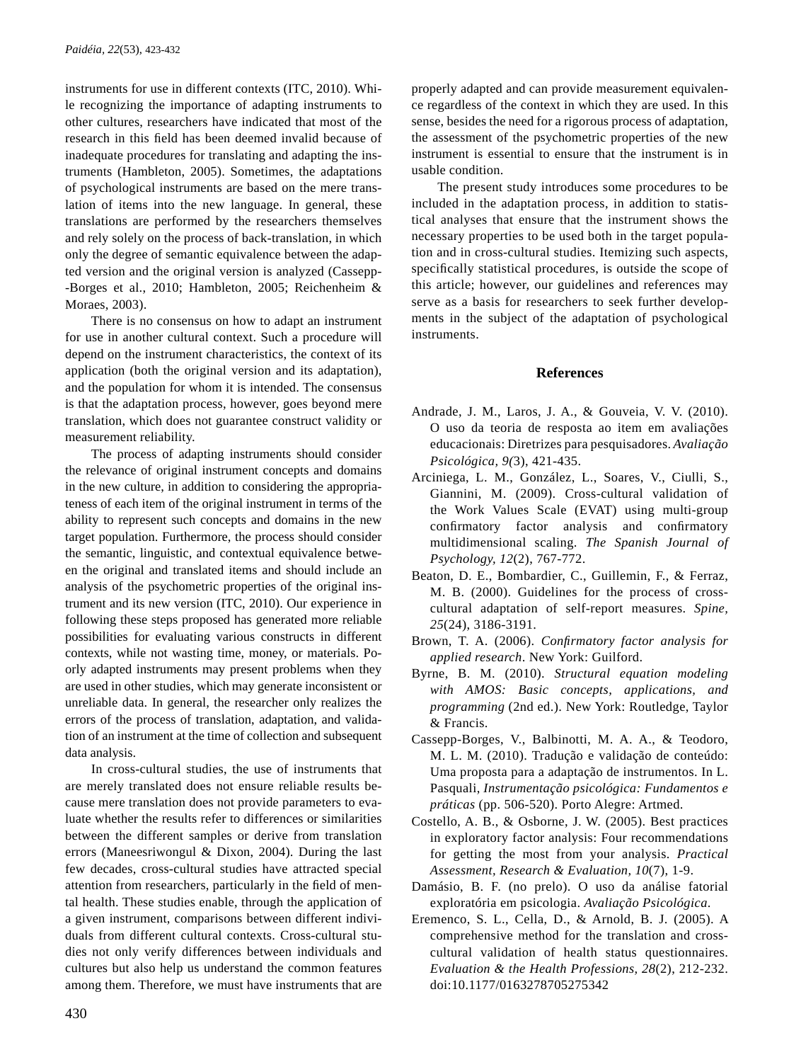instruments for use in different contexts (ITC, 2010). While recognizing the importance of adapting instruments to other cultures, researchers have indicated that most of the research in this field has been deemed invalid because of inadequate procedures for translating and adapting the instruments (Hambleton, 2005). Sometimes, the adaptations of psychological instruments are based on the mere translation of items into the new language. In general, these translations are performed by the researchers themselves and rely solely on the process of back-translation, in which only the degree of semantic equivalence between the adapted version and the original version is analyzed (Cassepp-Borges et al., 2010; Hambleton, 2005; Reichenheim & Moraes, 2003).

There is no consensus on how to adapt an instrument for use in another cultural context. Such a procedure will depend on the instrument characteristics, the context of its application (both the original version and its adaptation), and the population for whom it is intended. The consensus is that the adaptation process, however, goes beyond mere translation, which does not guarantee construct validity or measurement reliability.

The process of adapting instruments should consider the relevance of original instrument concepts and domains in the new culture, in addition to considering the appropriateness of each item of the original instrument in terms of the ability to represent such concepts and domains in the new target population. Furthermore, the process should consider the semantic, linguistic, and contextual equivalence between the original and translated items and should include an analysis of the psychometric properties of the original instrument and its new version (ITC, 2010). Our experience in following these steps proposed has generated more reliable possibilities for evaluating various constructs in different contexts, while not wasting time, money, or materials. Poorly adapted instruments may present problems when they are used in other studies, which may generate inconsistent or unreliable data. In general, the researcher only realizes the errors of the process of translation, adaptation, and validation of an instrument at the time of collection and subsequent data analysis.

In cross-cultural studies, the use of instruments that are merely translated does not ensure reliable results because mere translation does not provide parameters to evaluate whether the results refer to differences or similarities between the different samples or derive from translation errors (Maneesriwongul & Dixon, 2004). During the last few decades, cross-cultural studies have attracted special attention from researchers, particularly in the field of mental health. These studies enable, through the application of a given instrument, comparisons between different individuals from different cultural contexts. Cross-cultural studies not only verify differences between individuals and cultures but also help us understand the common features among them. Therefore, we must have instruments that are properly adapted and can provide measurement equivalence regardless of the context in which they are used. In this sense, besides the need for a rigorous process of adaptation, the assessment of the psychometric properties of the new instrument is essential to ensure that the instrument is in usable condition.

The present study introduces some procedures to be included in the adaptation process, in addition to statistical analyses that ensure that the instrument shows the necessary properties to be used both in the target population and in cross-cultural studies. Itemizing such aspects, specifically statistical procedures, is outside the scope of this article; however, our guidelines and references may serve as a basis for researchers to seek further developments in the subject of the adaptation of psychological instruments.

## References

Andrade, J. M., Laros, J. A., & Gouveia, V. V. (2010). O uso da teoria de resposta ao item em avaliações educacionais: Diretrizes para pesquisadores. *Avaliação Psicológica, 9*(3), 421-435.

Arciniega, L. M., González, L., Soares, V., Ciulli, S., Giannini, M. (2009). Cross-cultural validation of the Work Values Scale (EVAT) using multi-group confirmatory factor analysis and confirmatory multidimensional scaling. *The Spanish Journal of Psychology, 12*(2), 767-772.

Beaton, D. E., Bombardier, C., Guillemin, F., & Ferraz, M. B. (2000). Guidelines for the process of cross-cultural adaptation of self-report measures. *Spine, 25*(24), 3186-3191.

Brown, T. A. (2006). *Confirmatory factor analysis for applied research*. New York: Guilford.

Byrne, B. M. (2010). *Structural equation modeling with AMOS: Basic concepts, applications, and programming* (2nd ed.). New York: Routledge, Taylor & Francis.

Cassepp-Borges, V., Balbinotti, M. A. A., & Teodoro, M. L. M. (2010). Tradução e validação de conteúdo: Uma proposta para a adaptação de instrumentos. In L. Pasquali, *Instrumentação psicológica: Fundamentos e práticas* (pp. 506-520). Porto Alegre: Artmed.

Costello, A. B., & Osborne, J. W. (2005). Best practices in exploratory factor analysis: Four recommendations for getting the most from your analysis. *Practical Assessment, Research & Evaluation, 10*(7), 1-9.

Damásio, B. F. (no prelo). O uso da análise fatorial exploratória em psicologia. *Avaliação Psicológica*.

Eremenco, S. L., Cella, D., & Arnold, B. J. (2005). A comprehensive method for the translation and cross-cultural validation of health status questionnaires. *Evaluation & the Health Professions, 28*(2), 212-232. doi:10.1177/0163278705275342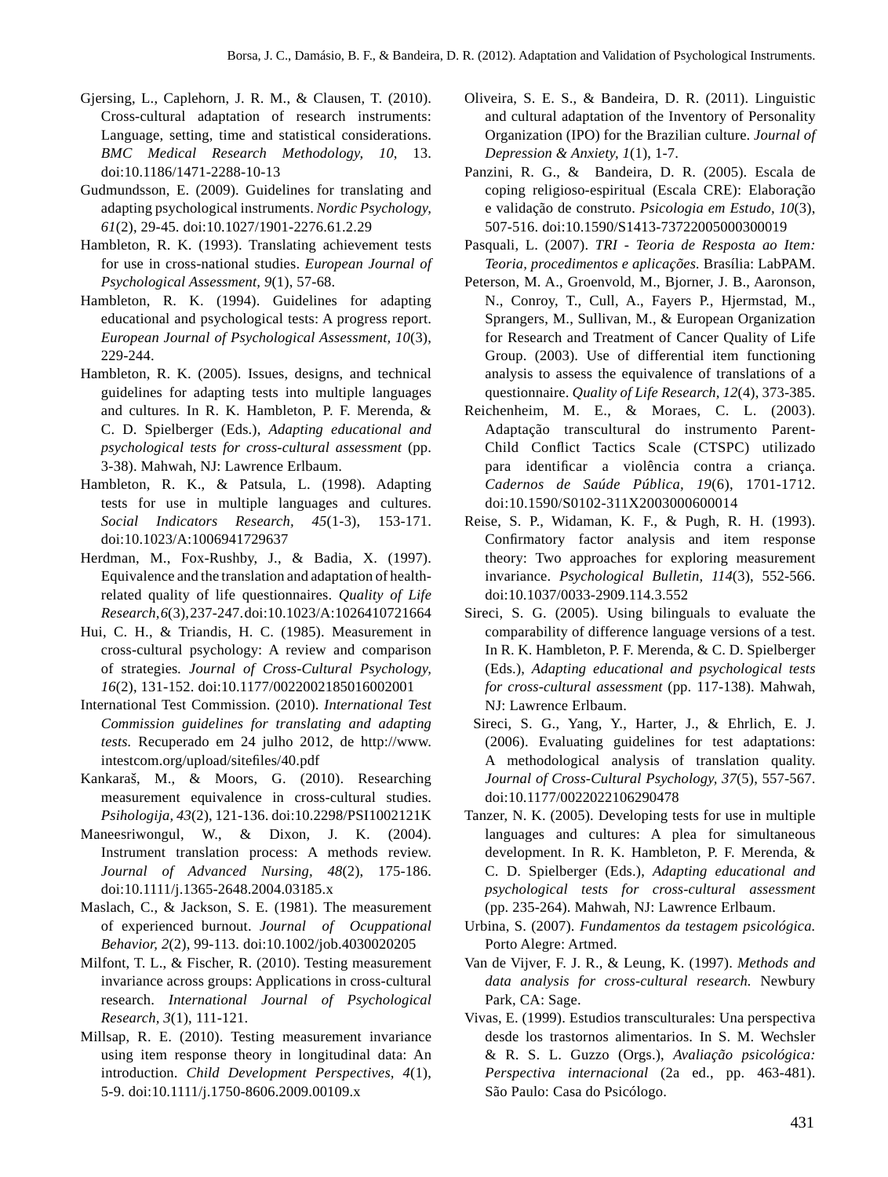Gjersing, L., Caplehorn, J. R. M., & Clausen, T. (2010). Cross-cultural adaptation of research instruments: Language, setting, time and statistical considerations. *BMC Medical Research Methodology, 10,* 13. doi:10.1186/1471-2288-10-13

Gudmundsson, E. (2009). Guidelines for translating and adapting psychological instruments. *Nordic Psychology, 61*(2), 29-45. doi:10.1027/1901-2276.61.2.29

Hambleton, R. K. (1993). Translating achievement tests for use in cross-national studies. *European Journal of Psychological Assessment, 9*(1), 57-68.

Hambleton, R. K. (1994). Guidelines for adapting educational and psychological tests: A progress report. *European Journal of Psychological Assessment, 10*(3), 229-244.

Hambleton, R. K. (2005). Issues, designs, and technical guidelines for adapting tests into multiple languages and cultures. In R. K. Hambleton, P. F. Merenda, & C. D. Spielberger (Eds.), *Adapting educational and psychological tests for cross-cultural assessment* (pp. 3-38). Mahwah, NJ: Lawrence Erlbaum.

Hambleton, R. K., & Patsula, L. (1998). Adapting tests for use in multiple languages and cultures. *Social Indicators Research, 45*(1-3), 153-171. doi:10.1023/A:1006941729637

Herdman, M., Fox-Rushby, J., & Badia, X. (1997). Equivalence and the translation and adaptation of health-related quality of life questionnaires. *Quality of Life Research,6*(3),237-247.doi:10.1023/A:1026410721664

Hui, C. H., & Triandis, H. C. (1985). Measurement in cross-cultural psychology: A review and comparison of strategies. *Journal of Cross-Cultural Psychology, 16*(2), 131-152. doi:10.1177/0022002185016002001

International Test Commission. (2010). *International Test Commission guidelines for translating and adapting tests.* Recuperado em 24 julho 2012, de http://www.intestcom.org/upload/sitefiles/40.pdf

Kankaraš, M., & Moors, G. (2010). Researching measurement equivalence in cross-cultural studies. *Psihologija, 43*(2), 121-136. doi:10.2298/PSI1002121K

Maneesriwongul, W., & Dixon, J. K. (2004). Instrument translation process: A methods review. *Journal of Advanced Nursing, 48*(2), 175-186. doi:10.1111/j.1365-2648.2004.03185.x

Maslach, C., & Jackson, S. E. (1981). The measurement of experienced burnout. *Journal of Ocuppational Behavior, 2*(2), 99-113. doi:10.1002/job.4030020205

Milfont, T. L., & Fischer, R. (2010). Testing measurement invariance across groups: Applications in cross-cultural research. *International Journal of Psychological Research, 3*(1), 111-121.

Millsap, R. E. (2010). Testing measurement invariance using item response theory in longitudinal data: An introduction. *Child Development Perspectives, 4*(1), 5-9. doi:10.1111/j.1750-8606.2009.00109.x

Oliveira, S. E. S., & Bandeira, D. R. (2011). Linguistic and cultural adaptation of the Inventory of Personality Organization (IPO) for the Brazilian culture. *Journal of Depression & Anxiety, 1*(1), 1-7.

Panzini, R. G., & Bandeira, D. R. (2005). Escala de coping religioso-espiritual (Escala CRE): Elaboração e validação de construto. *Psicologia em Estudo, 10*(3), 507-516. doi:10.1590/S1413-73722005000300019

Pasquali, L. (2007). *TRI - Teoria de Resposta ao Item: Teoria, procedimentos e aplicações.* Brasília: LabPAM.

Peterson, M. A., Groenvold, M., Bjorner, J. B., Aaronson, N., Conroy, T., Cull, A., Fayers P., Hjermstad, M., Sprangers, M., Sullivan, M., & European Organization for Research and Treatment of Cancer Quality of Life Group. (2003). Use of differential item functioning analysis to assess the equivalence of translations of a questionnaire. *Quality of Life Research, 12*(4), 373-385.

Reichenheim, M. E., & Moraes, C. L. (2003). Adaptação transcultural do instrumento Parent-Child Conflict Tactics Scale (CTSPC) utilizado para identificar a violência contra a criança. *Cadernos de Saúde Pública, 19*(6), 1701-1712. doi:10.1590/S0102-311X2003000600014

Reise, S. P., Widaman, K. F., & Pugh, R. H. (1993). Confirmatory factor analysis and item response theory: Two approaches for exploring measurement invariance. *Psychological Bulletin, 114*(3), 552-566. doi:10.1037/0033-2909.114.3.552

Sireci, S. G. (2005). Using bilinguals to evaluate the comparability of difference language versions of a test. In R. K. Hambleton, P. F. Merenda, & C. D. Spielberger (Eds.), *Adapting educational and psychological tests for cross-cultural assessment* (pp. 117-138). Mahwah, NJ: Lawrence Erlbaum.

Sireci, S. G., Yang, Y., Harter, J., & Ehrlich, E. J. (2006). Evaluating guidelines for test adaptations: A methodological analysis of translation quality. *Journal of Cross-Cultural Psychology, 37*(5), 557-567. doi:10.1177/0022022106290478

Tanzer, N. K. (2005). Developing tests for use in multiple languages and cultures: A plea for simultaneous development. In R. K. Hambleton, P. F. Merenda, & C. D. Spielberger (Eds.), *Adapting educational and psychological tests for cross-cultural assessment* (pp. 235-264). Mahwah, NJ: Lawrence Erlbaum.

Urbina, S. (2007). *Fundamentos da testagem psicológica.* Porto Alegre: Artmed.

Van de Vijver, F. J. R., & Leung, K. (1997). *Methods and data analysis for cross-cultural research.* Newbury Park, CA: Sage.

Vivas, E. (1999). Estudios transculturales: Una perspectiva desde los trastornos alimentarios. In S. M. Wechsler & R. S. L. Guzzo (Orgs.), *Avaliação psicológica: Perspectiva internacional* (2a ed., pp. 463-481). São Paulo: Casa do Psicólogo.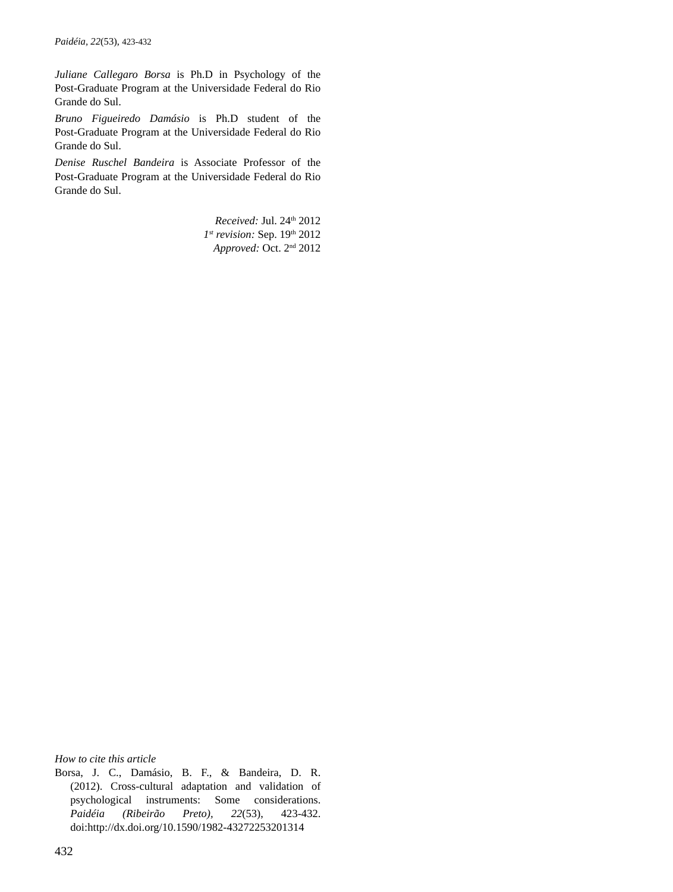*Juliane Callegaro Borsa* is Ph.D in Psychology of the Post-Graduate Program at the Universidade Federal do Rio Grande do Sul.

*Bruno Figueiredo Damásio* is Ph.D student of the Post-Graduate Program at the Universidade Federal do Rio Grande do Sul.

*Denise Ruschel Bandeira* is Associate Professor of the Post-Graduate Program at the Universidade Federal do Rio Grande do Sul.

*Received:* Jul. 24th 2012
*1st revision:* Sep. 19th 2012
*Approved:* Oct. 2nd 2012

*How to cite this article*

Borsa, J. C., Damásio, B. F., & Bandeira, D. R. (2012). Cross-cultural adaptation and validation of psychological instruments: Some considerations. *Paidéia (Ribeirão Preto), 22*(53), 423-432. doi:http://dx.doi.org/10.1590/1982-43272253201314